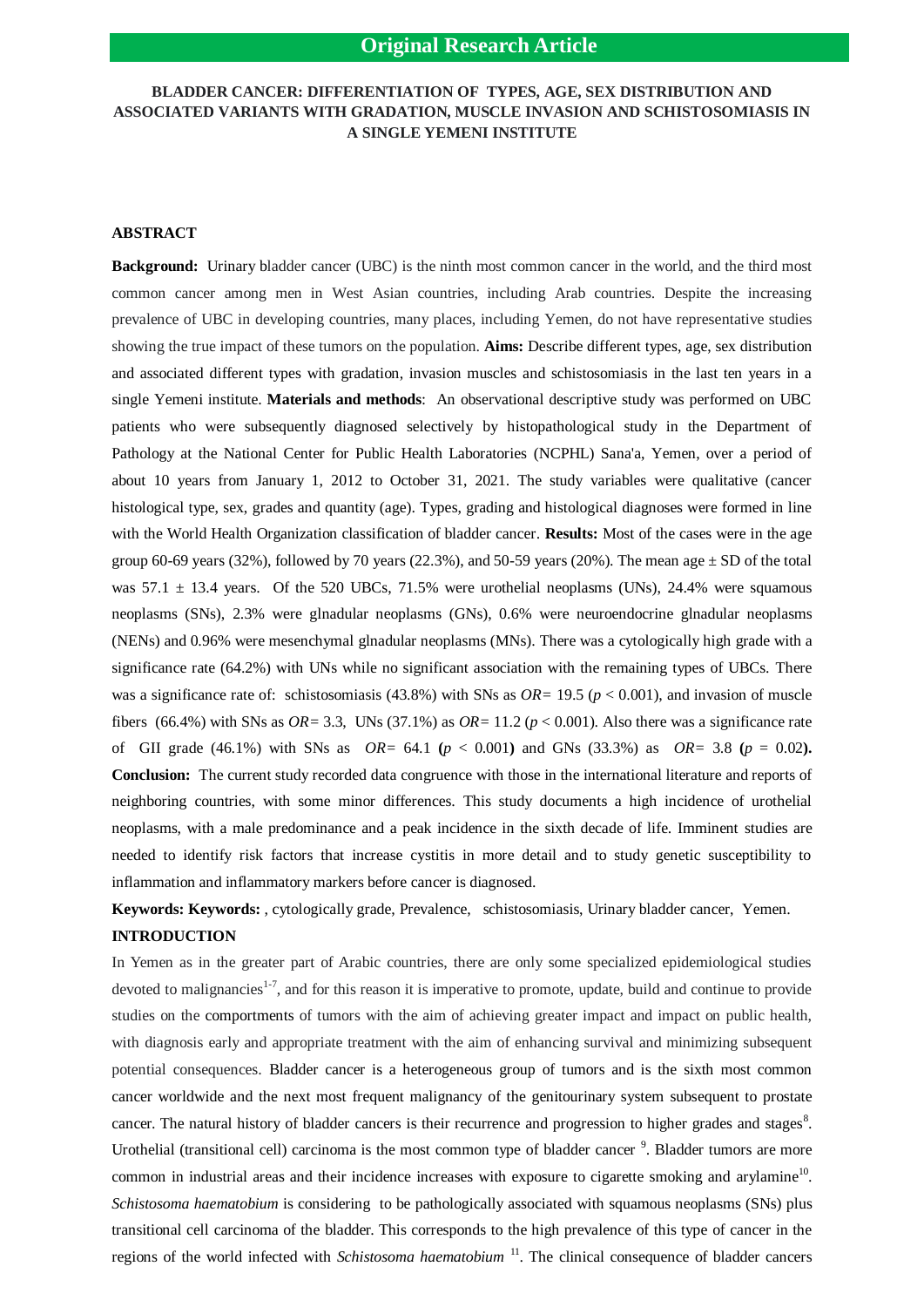# Original Research Article

## BLADDER CANCER: DIFFERENTIATION OF TYPES, AGE, SEX DISTRIBUTION AND ASSOCIATED VARIANTS WITH GRADATION, MUSCLE INVASION AND SCHISTOSOMIASIS IN A SINGLE YEMENI INSTITUTE

### ABSTRACT

**Background:** Urinary bladder cancer (UBC) is the ninth most common cancer in the world, and the third most common cancer among men in West Asian countries, including Arab countries. Despite the increasing prevalence of UBC in developing countries, many places, including Yemen, do not have representative studies showing the true impact of these tumors on the population. **Aims:** Describe different types, age, sex distribution and associated different types with gradation, invasion muscles and schistosomiasis in the last ten years in a single Yemeni institute. **Materials and methods**: An observational descriptive study was performed on UBC patients who were subsequently diagnosed selectively by histopathological study in the Department of Pathology at the National Center for Public Health Laboratories (NCPHL) Sana'a, Yemen, over a period of about 10 years from January 1, 2012 to October 31, 2021. The study variables were qualitative (cancer histological type, sex, grades and quantity (age). Types, grading and histological diagnoses were formed in line with the World Health Organization classification of bladder cancer. **Results:** Most of the cases were in the age group 60-69 years (32%), followed by 70 years (22.3%), and 50-59 years (20%). The mean age ± SD of the total was 57.1 ± 13.4 years. Of the 520 UBCs, 71.5% were urothelial neoplasms (UNs), 24.4% were squamous neoplasms (SNs), 2.3% were glnadular neoplasms (GNs), 0.6% were neuroendocrine glnadular neoplasms (NENs) and 0.96% were mesenchymal glnadular neoplasms (MNs). There was a cytologically high grade with a significance rate (64.2%) with UNs while no significant association with the remaining types of UBCs. There was a significance rate of: schistosomiasis (43.8%) with SNs as *OR*= 19.5 ($p < 0.001$), and invasion of muscle fibers (66.4%) with SNs as *OR*= 3.3, UNs (37.1%) as *OR*= 11.2 ($p < 0.001$). Also there was a significance rate of GII grade (46.1%) with SNs as *OR*= 64.1 **(**$p < 0.001$**)** and GNs (33.3%) as *OR*= 3.8 **(**$p = 0.02$**)**. **Conclusion:** The current study recorded data congruence with those in the international literature and reports of neighboring countries, with some minor differences. This study documents a high incidence of urothelial neoplasms, with a male predominance and a peak incidence in the sixth decade of life. Imminent studies are needed to identify risk factors that increase cystitis in more detail and to study genetic susceptibility to inflammation and inflammatory markers before cancer is diagnosed.

**Keywords: Keywords:** , cytologically grade, Prevalence, schistosomiasis, Urinary bladder cancer, Yemen.

### INTRODUCTION

In Yemen as in the greater part of Arabic countries, there are only some specialized epidemiological studies devoted to malignancies[1-7], and for this reason it is imperative to promote, update, build and continue to provide studies on the comportments of tumors with the aim of achieving greater impact and impact on public health, with diagnosis early and appropriate treatment with the aim of enhancing survival and minimizing subsequent potential consequences. Bladder cancer is a heterogeneous group of tumors and is the sixth most common cancer worldwide and the next most frequent malignancy of the genitourinary system subsequent to prostate cancer. The natural history of bladder cancers is their recurrence and progression to higher grades and stages[8]. Urothelial (transitional cell) carcinoma is the most common type of bladder cancer [9]. Bladder tumors are more common in industrial areas and their incidence increases with exposure to cigarette smoking and arylamine[10]. *Schistosoma haematobium* is considering to be pathologically associated with squamous neoplasms (SNs) plus transitional cell carcinoma of the bladder. This corresponds to the high prevalence of this type of cancer in the regions of the world infected with *Schistosoma haematobium* [11]. The clinical consequence of bladder cancers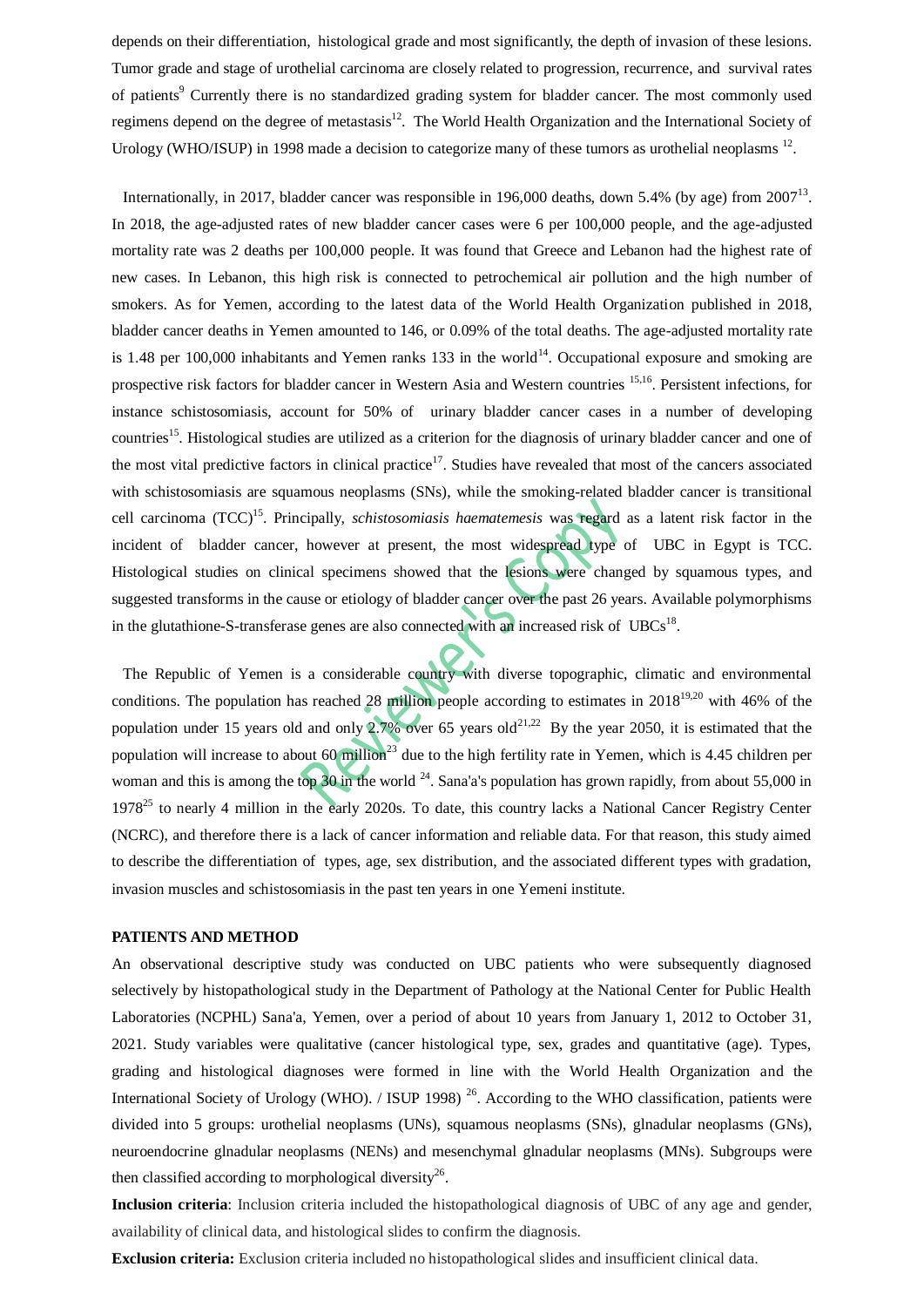depends on their differentiation, histological grade and most significantly, the depth of invasion of these lesions. Tumor grade and stage of urothelial carcinoma are closely related to progression, recurrence, and survival rates of patients[9] Currently there is no standardized grading system for bladder cancer. The most commonly used regimens depend on the degree of metastasis[12]. The World Health Organization and the International Society of Urology (WHO/ISUP) in 1998 made a decision to categorize many of these tumors as urothelial neoplasms [12].

Internationally, in 2017, bladder cancer was responsible in 196,000 deaths, down 5.4% (by age) from 2007[13]. In 2018, the age-adjusted rates of new bladder cancer cases were 6 per 100,000 people, and the age-adjusted mortality rate was 2 deaths per 100,000 people. It was found that Greece and Lebanon had the highest rate of new cases. In Lebanon, this high risk is connected to petrochemical air pollution and the high number of smokers. As for Yemen, according to the latest data of the World Health Organization published in 2018, bladder cancer deaths in Yemen amounted to 146, or 0.09% of the total deaths. The age-adjusted mortality rate is 1.48 per 100,000 inhabitants and Yemen ranks 133 in the world[14]. Occupational exposure and smoking are prospective risk factors for bladder cancer in Western Asia and Western countries [15,16]. Persistent infections, for instance schistosomiasis, account for 50% of urinary bladder cancer cases in a number of developing countries[15]. Histological studies are utilized as a criterion for the diagnosis of urinary bladder cancer and one of the most vital predictive factors in clinical practice[17]. Studies have revealed that most of the cancers associated with schistosomiasis are squamous neoplasms (SNs), while the smoking-related bladder cancer is transitional cell carcinoma (TCC)[15]. Principally, *schistosomiasis haematemesis* was regard as a latent risk factor in the incident of bladder cancer, however at present, the most widespread type of UBC in Egypt is TCC. Histological studies on clinical specimens showed that the lesions were changed by squamous types, and suggested transforms in the cause or etiology of bladder cancer over the past 26 years. Available polymorphisms in the glutathione-S-transferase genes are also connected with an increased risk of UBCs[18].

The Republic of Yemen is a considerable country with diverse topographic, climatic and environmental conditions. The population has reached 28 million people according to estimates in 2018[19,20] with 46% of the population under 15 years old and only 2.7% over 65 years old[21,22] By the year 2050, it is estimated that the population will increase to about 60 million[23] due to the high fertility rate in Yemen, which is 4.45 children per woman and this is among the top 30 in the world [24]. Sana'a's population has grown rapidly, from about 55,000 in 1978[25] to nearly 4 million in the early 2020s. To date, this country lacks a National Cancer Registry Center (NCRC), and therefore there is a lack of cancer information and reliable data. For that reason, this study aimed to describe the differentiation of types, age, sex distribution, and the associated different types with gradation, invasion muscles and schistosomiasis in the past ten years in one Yemeni institute.

## PATIENTS AND METHOD

An observational descriptive study was conducted on UBC patients who were subsequently diagnosed selectively by histopathological study in the Department of Pathology at the National Center for Public Health Laboratories (NCPHL) Sana'a, Yemen, over a period of about 10 years from January 1, 2012 to October 31, 2021. Study variables were qualitative (cancer histological type, sex, grades and quantitative (age). Types, grading and histological diagnoses were formed in line with the World Health Organization and the International Society of Urology (WHO). / ISUP 1998) [26]. According to the WHO classification, patients were divided into 5 groups: urothelial neoplasms (UNs), squamous neoplasms (SNs), glnadular neoplasms (GNs), neuroendocrine glnadular neoplasms (NENs) and mesenchymal glnadular neoplasms (MNs). Subgroups were then classified according to morphological diversity[26].

**Inclusion criteria**: Inclusion criteria included the histopathological diagnosis of UBC of any age and gender, availability of clinical data, and histological slides to confirm the diagnosis.

**Exclusion criteria:** Exclusion criteria included no histopathological slides and insufficient clinical data.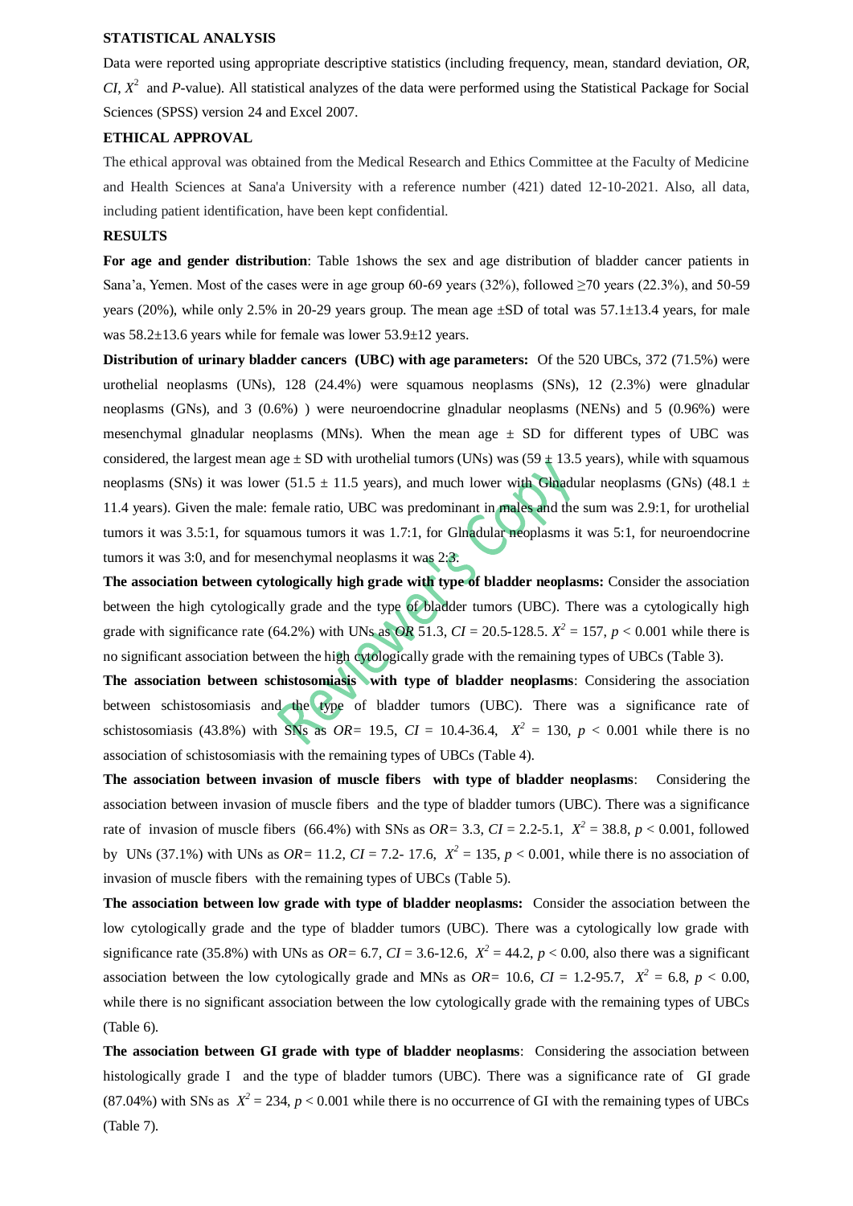**STATISTICAL ANALYSIS**

Data were reported using appropriate descriptive statistics (including frequency, mean, standard deviation, *OR*, *CI*, $X^2$ and *P*-value). All statistical analyzes of the data were performed using the Statistical Package for Social Sciences (SPSS) version 24 and Excel 2007.

**ETHICAL APPROVAL**

The ethical approval was obtained from the Medical Research and Ethics Committee at the Faculty of Medicine and Health Sciences at Sana'a University with a reference number (421) dated 12-10-2021. Also, all data, including patient identification, have been kept confidential.

**RESULTS**

**For age and gender distribution**: Table 1shows the sex and age distribution of bladder cancer patients in Sana'a, Yemen. Most of the cases were in age group 60-69 years (32%), followed ≥70 years (22.3%), and 50-59 years (20%), while only 2.5% in 20-29 years group. The mean age ±SD of total was 57.1±13.4 years, for male was 58.2±13.6 years while for female was lower 53.9±12 years.

**Distribution of urinary bladder cancers (UBC) with age parameters:** Of the 520 UBCs, 372 (71.5%) were urothelial neoplasms (UNs), 128 (24.4%) were squamous neoplasms (SNs), 12 (2.3%) were glnadular neoplasms (GNs), and 3 (0.6%) ) were neuroendocrine glnadular neoplasms (NENs) and 5 (0.96%) were mesenchymal glnadular neoplasms (MNs). When the mean age ± SD for different types of UBC was considered, the largest mean age ± SD with urothelial tumors (UNs) was (59 ± 13.5 years), while with squamous neoplasms (SNs) it was lower (51.5 ± 11.5 years), and much lower with Glnadular neoplasms (GNs) (48.1 ± 11.4 years). Given the male: female ratio, UBC was predominant in males and the sum was 2.9:1, for urothelial tumors it was 3.5:1, for squamous tumors it was 1.7:1, for Glnadular neoplasms it was 5:1, for neuroendocrine tumors it was 3:0, and for mesenchymal neoplasms it was 2:3.

**The association between cytologically high grade with type of bladder neoplasms:** Consider the association between the high cytologically grade and the type of bladder tumors (UBC). There was a cytologically high grade with significance rate (64.2%) with UNs as *OR* 51.3, *CI* = 20.5-128.5. $X^2$ = 157, $p < 0.001$ while there is no significant association between the high cytologically grade with the remaining types of UBCs (Table 3).

**The association between schistosomiasis with type of bladder neoplasms**: Considering the association between schistosomiasis and the type of bladder tumors (UBC). There was a significance rate of schistosomiasis (43.8%) with SNs as *OR*= 19.5, *CI* = 10.4-36.4, $X^2$ = 130, $p < 0.001$ while there is no association of schistosomiasis with the remaining types of UBCs (Table 4).

**The association between invasion of muscle fibers with type of bladder neoplasms**: Considering the association between invasion of muscle fibers and the type of bladder tumors (UBC). There was a significance rate of invasion of muscle fibers (66.4%) with SNs as *OR*= 3.3, *CI* = 2.2-5.1, $X^2$ = 38.8, $p < 0.001$, followed by UNs (37.1%) with UNs as *OR*= 11.2, *CI* = 7.2- 17.6, $X^2$ = 135, $p < 0.001$, while there is no association of invasion of muscle fibers with the remaining types of UBCs (Table 5).

**The association between low grade with type of bladder neoplasms:** Consider the association between the low cytologically grade and the type of bladder tumors (UBC). There was a cytologically low grade with significance rate (35.8%) with UNs as *OR*= 6.7, *CI* = 3.6-12.6, $X^2$ = 44.2, $p < 0.00$, also there was a significant association between the low cytologically grade and MNs as *OR*= 10.6, *CI* = 1.2-95.7, $X^2$ = 6.8, $p < 0.00$, while there is no significant association between the low cytologically grade with the remaining types of UBCs (Table 6).

**The association between GI grade with type of bladder neoplasms**: Considering the association between histologically grade I and the type of bladder tumors (UBC). There was a significance rate of GI grade (87.04%) with SNs as $X^2$ = 234, $p < 0.001$ while there is no occurrence of GI with the remaining types of UBCs (Table 7).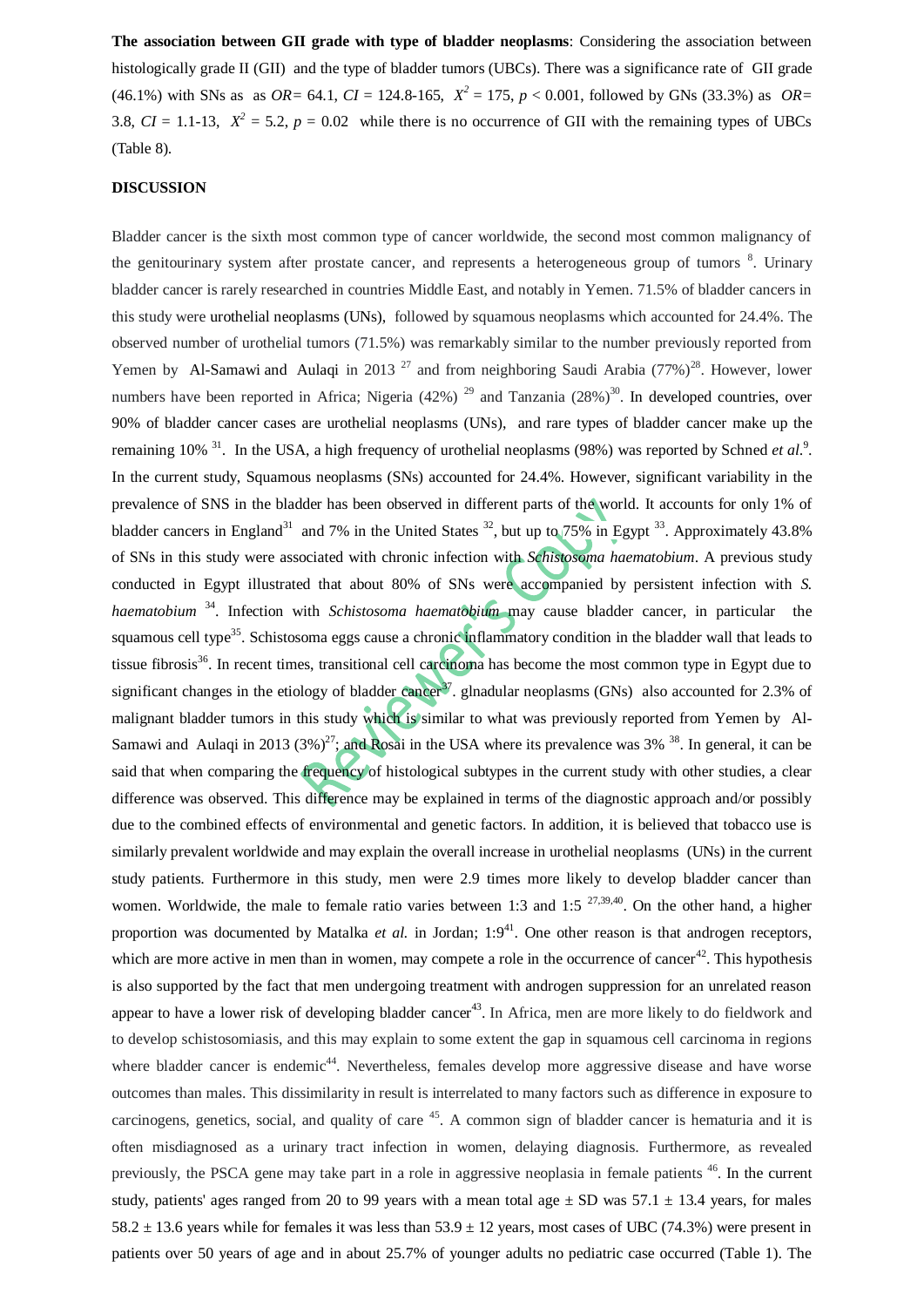**The association between GII grade with type of bladder neoplasms**: Considering the association between histologically grade II (GII) and the type of bladder tumors (UBCs). There was a significance rate of GII grade (46.1%) with SNs as as $OR$= 64.1, $CI$ = 124.8-165, $X^2$ = 175, $p$ < 0.001, followed by GNs (33.3%) as $OR$= 3.8, $CI$ = 1.1-13, $X^2$ = 5.2, $p$ = 0.02 while there is no occurrence of GII with the remaining types of UBCs (Table 8).

**DISCUSSION**

Bladder cancer is the sixth most common type of cancer worldwide, the second most common malignancy of the genitourinary system after prostate cancer, and represents a heterogeneous group of tumors [8]. Urinary bladder cancer is rarely researched in countries Middle East, and notably in Yemen. 71.5% of bladder cancers in this study were urothelial neoplasms (UNs), followed by squamous neoplasms which accounted for 24.4%. The observed number of urothelial tumors (71.5%) was remarkably similar to the number previously reported from Yemen by Al-Samawi and Aulaqi in 2013 [27] and from neighboring Saudi Arabia (77%)[28]. However, lower numbers have been reported in Africa; Nigeria (42%) [29] and Tanzania (28%)[30]. In developed countries, over 90% of bladder cancer cases are urothelial neoplasms (UNs), and rare types of bladder cancer make up the remaining 10% [31]. In the USA, a high frequency of urothelial neoplasms (98%) was reported by Schned *et al.*[9]. In the current study, Squamous neoplasms (SNs) accounted for 24.4%. However, significant variability in the prevalence of SNS in the bladder has been observed in different parts of the world. It accounts for only 1% of bladder cancers in England[31] and 7% in the United States [32], but up to 75% in Egypt [33]. Approximately 43.8% of SNs in this study were associated with chronic infection with *Schistosoma haematobium*. A previous study conducted in Egypt illustrated that about 80% of SNs were accompanied by persistent infection with *S. haematobium* [34]. Infection with *Schistosoma haematobium* may cause bladder cancer, in particular the squamous cell type[35]. Schistosoma eggs cause a chronic inflammatory condition in the bladder wall that leads to tissue fibrosis[36]. In recent times, transitional cell carcinoma has become the most common type in Egypt due to significant changes in the etiology of bladder cancer[37]. glnadular neoplasms (GNs) also accounted for 2.3% of malignant bladder tumors in this study which is similar to what was previously reported from Yemen by Al-Samawi and Aulaqi in 2013 (3%)[27]; and Rosai in the USA where its prevalence was 3% [38]. In general, it can be said that when comparing the frequency of histological subtypes in the current study with other studies, a clear difference was observed. This difference may be explained in terms of the diagnostic approach and/or possibly due to the combined effects of environmental and genetic factors. In addition, it is believed that tobacco use is similarly prevalent worldwide and may explain the overall increase in urothelial neoplasms (UNs) in the current study patients. Furthermore in this study, men were 2.9 times more likely to develop bladder cancer than women. Worldwide, the male to female ratio varies between 1:3 and 1:5 [27,39,40]. On the other hand, a higher proportion was documented by Matalka *et al.* in Jordan; 1:9[41]. One other reason is that androgen receptors, which are more active in men than in women, may compete a role in the occurrence of cancer[42]. This hypothesis is also supported by the fact that men undergoing treatment with androgen suppression for an unrelated reason appear to have a lower risk of developing bladder cancer[43]. In Africa, men are more likely to do fieldwork and to develop schistosomiasis, and this may explain to some extent the gap in squamous cell carcinoma in regions where bladder cancer is endemic[44]. Nevertheless, females develop more aggressive disease and have worse outcomes than males. This dissimilarity in result is interrelated to many factors such as difference in exposure to carcinogens, genetics, social, and quality of care [45]. A common sign of bladder cancer is hematuria and it is often misdiagnosed as a urinary tract infection in women, delaying diagnosis. Furthermore, as revealed previously, the PSCA gene may take part in a role in aggressive neoplasia in female patients [46]. In the current study, patients' ages ranged from 20 to 99 years with a mean total age ± SD was 57.1 ± 13.4 years, for males 58.2 ± 13.6 years while for females it was less than 53.9 ± 12 years, most cases of UBC (74.3%) were present in patients over 50 years of age and in about 25.7% of younger adults no pediatric case occurred (Table 1). The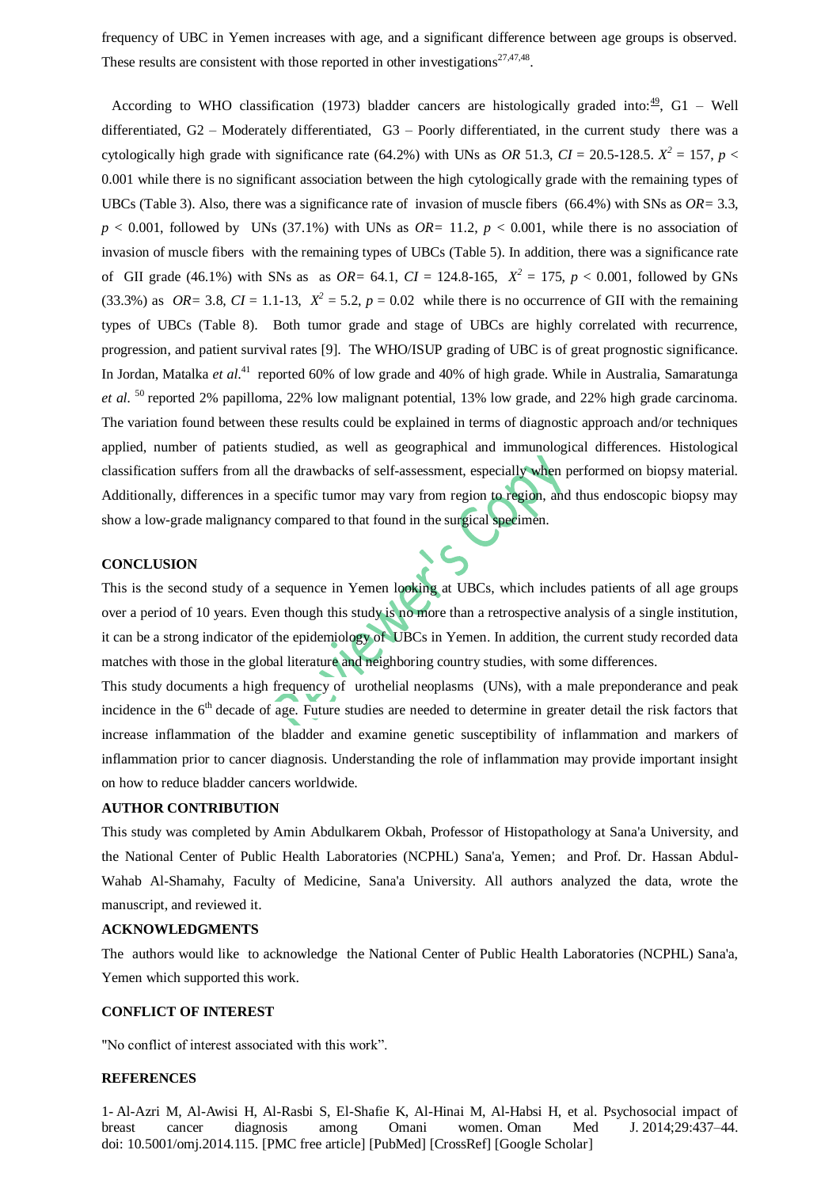frequency of UBC in Yemen increases with age, and a significant difference between age groups is observed. These results are consistent with those reported in other investigations[27,47,48].

According to WHO classification (1973) bladder cancers are histologically graded into:[49], G1 – Well differentiated, G2 – Moderately differentiated, G3 – Poorly differentiated, in the current study there was a cytologically high grade with significance rate (64.2%) with UNs as *OR* 51.3, *CI* = 20.5-128.5. $X^2$ = 157, $p < 0.001$ while there is no significant association between the high cytologically grade with the remaining types of UBCs (Table 3). Also, there was a significance rate of invasion of muscle fibers (66.4%) with SNs as *OR*= 3.3, $p < 0.001$, followed by UNs (37.1%) with UNs as *OR*= 11.2, $p < 0.001$, while there is no association of invasion of muscle fibers with the remaining types of UBCs (Table 5). In addition, there was a significance rate of GII grade (46.1%) with SNs as as *OR*= 64.1, *CI* = 124.8-165, $X^2$ = 175, $p < 0.001$, followed by GNs (33.3%) as *OR*= 3.8, *CI* = 1.1-13, $X^2$ = 5.2, $p = 0.02$ while there is no occurrence of GII with the remaining types of UBCs (Table 8). Both tumor grade and stage of UBCs are highly correlated with recurrence, progression, and patient survival rates [9]. The WHO/ISUP grading of UBC is of great prognostic significance. In Jordan, Matalka *et al*.[41] reported 60% of low grade and 40% of high grade. While in Australia, Samaratunga *et al*. [50] reported 2% papilloma, 22% low malignant potential, 13% low grade, and 22% high grade carcinoma. The variation found between these results could be explained in terms of diagnostic approach and/or techniques applied, number of patients studied, as well as geographical and immunological differences. Histological classification suffers from all the drawbacks of self-assessment, especially when performed on biopsy material. Additionally, differences in a specific tumor may vary from region to region, and thus endoscopic biopsy may show a low-grade malignancy compared to that found in the surgical specimen.

## CONCLUSION

This is the second study of a sequence in Yemen looking at UBCs, which includes patients of all age groups over a period of 10 years. Even though this study is no more than a retrospective analysis of a single institution, it can be a strong indicator of the epidemiology of UBCs in Yemen. In addition, the current study recorded data matches with those in the global literature and neighboring country studies, with some differences.

This study documents a high frequency of urothelial neoplasms (UNs), with a male preponderance and peak incidence in the 6th decade of age. Future studies are needed to determine in greater detail the risk factors that increase inflammation of the bladder and examine genetic susceptibility of inflammation and markers of inflammation prior to cancer diagnosis. Understanding the role of inflammation may provide important insight on how to reduce bladder cancers worldwide.

## AUTHOR CONTRIBUTION

This study was completed by Amin Abdulkarem Okbah, Professor of Histopathology at Sana'a University, and the National Center of Public Health Laboratories (NCPHL) Sana'a, Yemen; and Prof. Dr. Hassan Abdul-Wahab Al-Shamahy, Faculty of Medicine, Sana'a University. All authors analyzed the data, wrote the manuscript, and reviewed it.

## ACKNOWLEDGMENTS

The authors would like to acknowledge the National Center of Public Health Laboratories (NCPHL) Sana'a, Yemen which supported this work.

## CONFLICT OF INTEREST

"No conflict of interest associated with this work".

## REFERENCES

1- Al-Azri M, Al-Awisi H, Al-Rasbi S, El-Shafie K, Al-Hinai M, Al-Habsi H, et al. Psychosocial impact of breast cancer diagnosis among Omani women. Oman Med J. 2014;29:437–44. doi: 10.5001/omj.2014.115. [PMC free article] [PubMed] [CrossRef] [Google Scholar]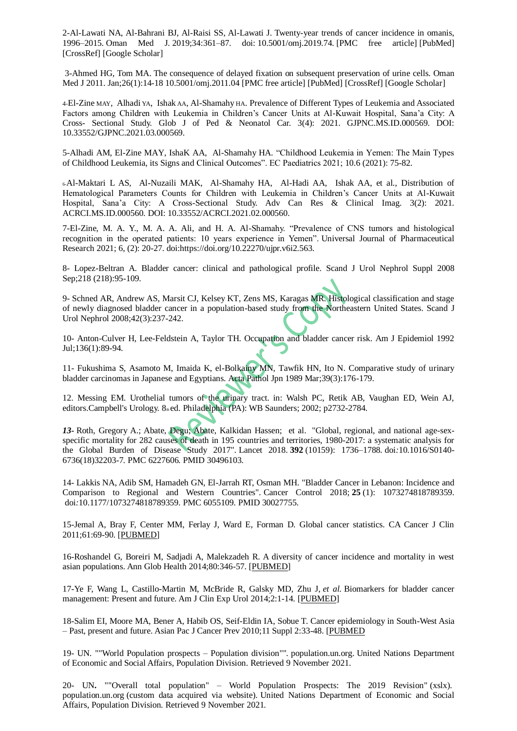2-Al-Lawati NA, Al-Bahrani BJ, Al-Raisi SS, Al-Lawati J. Twenty-year trends of cancer incidence in omanis, 1996–2015. Oman Med J. 2019;34:361–87. doi: 10.5001/omj.2019.74. [PMC free article] [PubMed] [CrossRef] [Google Scholar]

3-Ahmed HG, Tom MA. The consequence of delayed fixation on subsequent preservation of urine cells. Oman Med J 2011. Jan;26(1):14-18 10.5001/omj.2011.04 [PMC free article] [PubMed] [CrossRef] [Google Scholar]

4-El-Zine MAY, Alhadi YA, Ishak AA, Al-Shamahy HA. Prevalence of Different Types of Leukemia and Associated Factors among Children with Leukemia in Children's Cancer Units at Al-Kuwait Hospital, Sana'a City: A Cross- Sectional Study. Glob J of Ped & Neonatol Car. 3(4): 2021. GJPNC.MS.ID.000569. DOI: 10.33552/GJPNC.2021.03.000569.

5-Alhadi AM, El-Zine MAY, IshaK AA, Al-Shamahy HA. "Childhood Leukemia in Yemen: The Main Types of Childhood Leukemia, its Signs and Clinical Outcomes". EC Paediatrics 2021; 10.6 (2021): 75-82.

6-Al-Maktari L AS, Al-Nuzaili MAK, Al-Shamahy HA, Al-Hadi AA, Ishak AA, et al., Distribution of Hematological Parameters Counts for Children with Leukemia in Children's Cancer Units at Al-Kuwait Hospital, Sana'a City: A Cross-Sectional Study. Adv Can Res & Clinical Imag. 3(2): 2021. ACRCI.MS.ID.000560. DOI: 10.33552/ACRCI.2021.02.000560.

7-El-Zine, M. A. Y., M. A. A. Ali, and H. A. Al-Shamahy. "Prevalence of CNS tumors and histological recognition in the operated patients: 10 years experience in Yemen". Universal Journal of Pharmaceutical Research 2021; 6, (2): 20-27. doi:https://doi.org/10.22270/ujpr.v6i2.563.

8- Lopez-Beltran A. Bladder cancer: clinical and pathological profile. Scand J Urol Nephrol Suppl 2008 Sep;218 (218):95-109.

9- Schned AR, Andrew AS, Marsit CJ, Kelsey KT, Zens MS, Karagas MR. Histological classification and stage of newly diagnosed bladder cancer in a population-based study from the Northeastern United States. Scand J Urol Nephrol 2008;42(3):237-242.

10- Anton-Culver H, Lee-Feldstein A, Taylor TH. Occupation and bladder cancer risk. Am J Epidemiol 1992 Jul;136(1):89-94.

11- Fukushima S, Asamoto M, Imaida K, el-Bolkainy MN, Tawfik HN, Ito N. Comparative study of urinary bladder carcinomas in Japanese and Egyptians. Acta Pathol Jpn 1989 Mar;39(3):176-179.

12. Messing EM. Urothelial tumors of the urinary tract. in: Walsh PC, Retik AB, Vaughan ED, Wein AJ, editors.Campbell's Urology. 8th ed. Philadelphia (PA): WB Saunders; 2002; p2732-2784.

***13-*** Roth, Gregory A.; Abate, Degu; Abate, Kalkidan Hassen; et al. "Global, regional, and national age-sex-specific mortality for 282 causes of death in 195 countries and territories, 1980-2017: a systematic analysis for the Global Burden of Disease Study 2017". Lancet 2018. **392** (10159): 1736–1788. doi:10.1016/S0140-6736(18)32203-7. PMC 6227606. PMID 30496103.

14- Lakkis NA, Adib SM, Hamadeh GN, El-Jarrah RT, Osman MH. "Bladder Cancer in Lebanon: Incidence and Comparison to Regional and Western Countries". Cancer Control 2018; **25** (1): 1073274818789359. doi:10.1177/1073274818789359. PMC 6055109. PMID 30027755.

15-Jemal A, Bray F, Center MM, Ferlay J, Ward E, Forman D. Global cancer statistics. CA Cancer J Clin 2011;61:69-90. [PUBMED]

16-Roshandel G, Boreiri M, Sadjadi A, Malekzadeh R. A diversity of cancer incidence and mortality in west asian populations. Ann Glob Health 2014;80:346-57. [PUBMED]

17-Ye F, Wang L, Castillo-Martin M, McBride R, Galsky MD, Zhu J, *et al.* Biomarkers for bladder cancer management: Present and future. Am J Clin Exp Urol 2014;2:1-14. [PUBMED]

18-Salim EI, Moore MA, Bener A, Habib OS, Seif-Eldin IA, Sobue T. Cancer epidemiology in South-West Asia – Past, present and future. Asian Pac J Cancer Prev 2010;11 Suppl 2:33-48. [PUBMED

19- UN. ""World Population prospects – Population division"". population.un.org. United Nations Department of Economic and Social Affairs, Population Division. Retrieved 9 November 2021.

20- UN**.** ""Overall total population" – World Population Prospects: The 2019 Revision" (xslx). population.un.org (custom data acquired via website). United Nations Department of Economic and Social Affairs, Population Division. Retrieved 9 November 2021.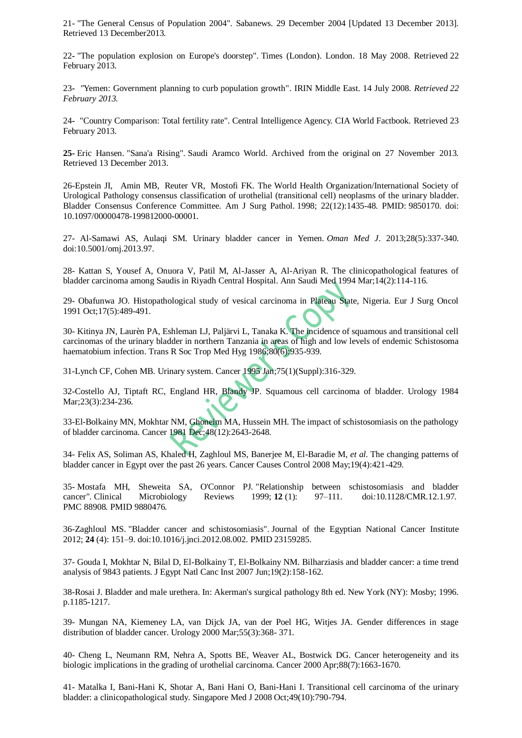21- "The General Census of Population 2004". Sabanews. 29 December 2004 [Updated 13 December 2013]. Retrieved 13 December2013.

22- "The population explosion on Europe's doorstep". Times (London). London. 18 May 2008. Retrieved 22 February 2013.

23- "Yemen: Government planning to curb population growth". IRIN Middle East. 14 July 2008. *Retrieved 22 February 2013.*

24- "Country Comparison: Total fertility rate". Central Intelligence Agency. CIA World Factbook. Retrieved 23 February 2013.

**25-** Eric Hansen. "Sana'a Rising". Saudi Aramco World. Archived from the original on 27 November 2013. Retrieved 13 December 2013.

26-Epstein JI, Amin MB, Reuter VR, Mostofi FK. The World Health Organization/International Society of Urological Pathology consensus classification of urothelial (transitional cell) neoplasms of the urinary bladder. Bladder Consensus Conference Committee. Am J Surg Pathol. 1998; 22(12):1435-48. PMID: 9850170. doi: 10.1097/00000478-199812000-00001.

27- Al-Samawi AS, Aulaqi SM. Urinary bladder cancer in Yemen. *Oman Med J*. 2013;28(5):337-340. doi:10.5001/omj.2013.97.

28- Kattan S, Yousef A, Onuora V, Patil M, Al-Jasser A, Al-Ariyan R. The clinicopathological features of bladder carcinoma among Saudis in Riyadh Central Hospital. Ann Saudi Med 1994 Mar;14(2):114-116.

29- Obafunwa JO. Histopathological study of vesical carcinoma in Plateau State, Nigeria. Eur J Surg Oncol 1991 Oct;17(5):489-491.

30- Kitinya JN, Laurèn PA, Eshleman LJ, Paljärvi L, Tanaka K. The incidence of squamous and transitional cell carcinomas of the urinary bladder in northern Tanzania in areas of high and low levels of endemic Schistosoma haematobium infection. Trans R Soc Trop Med Hyg 1986;80(6):935-939.

31-Lynch CF, Cohen MB. Urinary system. Cancer 1995 Jan;75(1)(Suppl):316-329.

32-Costello AJ, Tiptaft RC, England HR, Blandy JP. Squamous cell carcinoma of bladder. Urology 1984 Mar;23(3):234-236.

33-El-Bolkainy MN, Mokhtar NM, Ghoneim MA, Hussein MH. The impact of schistosomiasis on the pathology of bladder carcinoma. Cancer 1981 Dec;48(12):2643-2648.

34- Felix AS, Soliman AS, Khaled H, Zaghloul MS, Banerjee M, El-Baradie M, *et al*. The changing patterns of bladder cancer in Egypt over the past 26 years. Cancer Causes Control 2008 May;19(4):421-429.

35- Mostafa MH, Sheweita SA, O'Connor PJ. "Relationship between schistosomiasis and bladder cancer". Clinical Microbiology Reviews 1999; **12** (1): 97–111. doi:10.1128/CMR.12.1.97. PMC 88908. PMID 9880476.

36-Zaghloul MS. "Bladder cancer and schistosomiasis". Journal of the Egyptian National Cancer Institute 2012; **24** (4): 151–9. doi:10.1016/j.jnci.2012.08.002. PMID 23159285.

37- Gouda I, Mokhtar N, Bilal D, El-Bolkainy T, El-Bolkainy NM. Bilharziasis and bladder cancer: a time trend analysis of 9843 patients. J Egypt Natl Canc Inst 2007 Jun;19(2):158-162.

38-Rosai J. Bladder and male urethera. In: Akerman's surgical pathology 8th ed. New York (NY): Mosby; 1996. p.1185-1217.

39- Mungan NA, Kiemeney LA, van Dijck JA, van der Poel HG, Witjes JA. Gender differences in stage distribution of bladder cancer. Urology 2000 Mar;55(3):368- 371.

40- Cheng L, Neumann RM, Nehra A, Spotts BE, Weaver AL, Bostwick DG. Cancer heterogeneity and its biologic implications in the grading of urothelial carcinoma. Cancer 2000 Apr;88(7):1663-1670.

41- Matalka I, Bani-Hani K, Shotar A, Bani Hani O, Bani-Hani I. Transitional cell carcinoma of the urinary bladder: a clinicopathological study. Singapore Med J 2008 Oct;49(10):790-794.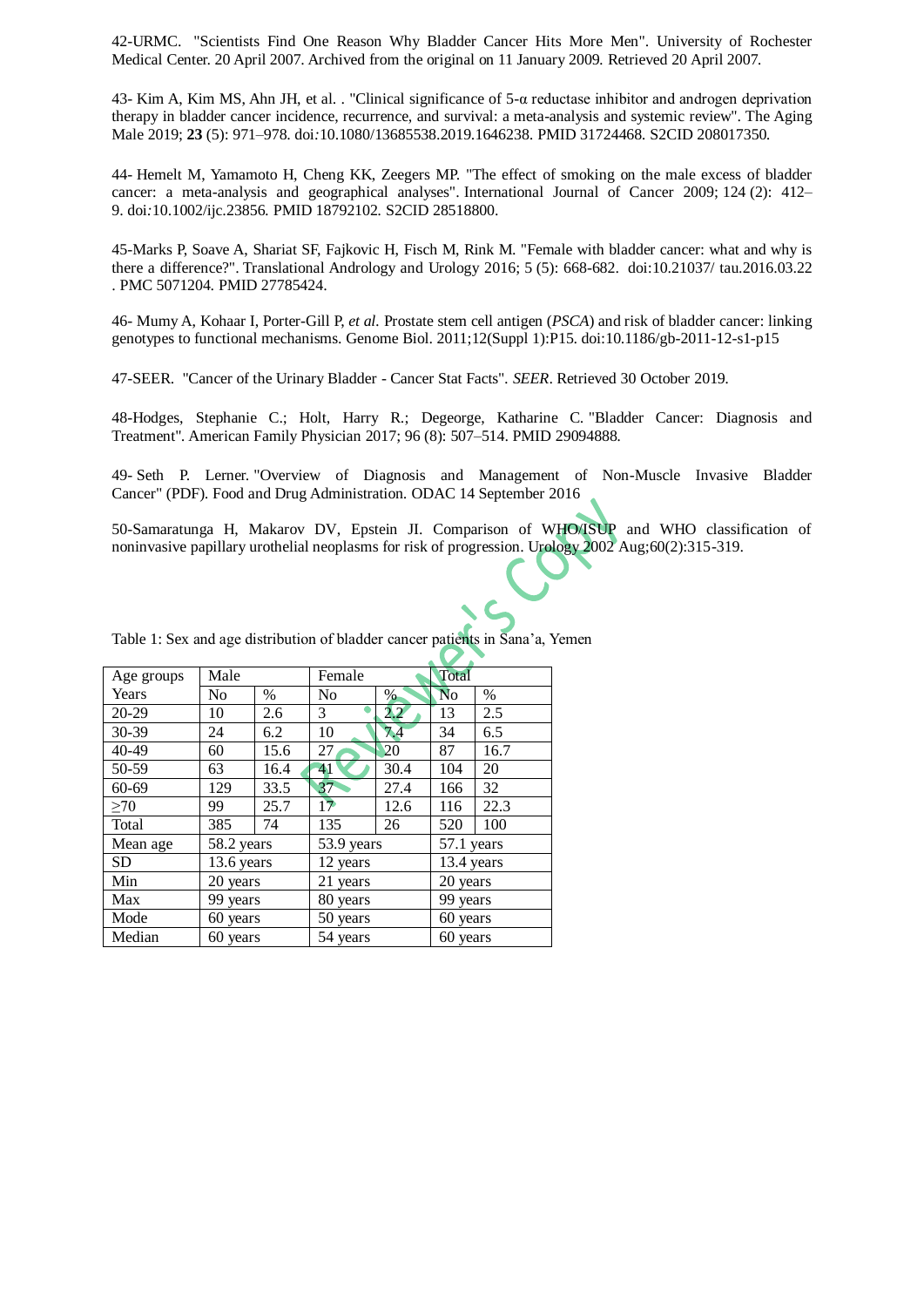42-URMC. "Scientists Find One Reason Why Bladder Cancer Hits More Men". University of Rochester Medical Center. 20 April 2007. Archived from the original on 11 January 2009. Retrieved 20 April 2007.

43- Kim A, Kim MS, Ahn JH, et al. . "Clinical significance of 5-α reductase inhibitor and androgen deprivation therapy in bladder cancer incidence, recurrence, and survival: a meta-analysis and systemic review". The Aging Male 2019; **23** (5): 971–978. doi:10.1080/13685538.2019.1646238. PMID 31724468. S2CID 208017350.

44- Hemelt M, Yamamoto H, Cheng KK, Zeegers MP. "The effect of smoking on the male excess of bladder cancer: a meta-analysis and geographical analyses". International Journal of Cancer 2009; 124 (2): 412–9. doi:10.1002/ijc.23856. PMID 18792102. S2CID 28518800.

45-Marks P, Soave A, Shariat SF, Fajkovic H, Fisch M, Rink M. "Female with bladder cancer: what and why is there a difference?". Translational Andrology and Urology 2016; 5 (5): 668-682. doi:10.21037/ tau.2016.03.22 . PMC 5071204. PMID 27785424.

46- Mumy A, Kohaar I, Porter-Gill P, *et al.* Prostate stem cell antigen (*PSCA*) and risk of bladder cancer: linking genotypes to functional mechanisms. Genome Biol. 2011;12(Suppl 1):P15. doi:10.1186/gb-2011-12-s1-p15

47-SEER. "Cancer of the Urinary Bladder - Cancer Stat Facts". *SEER*. Retrieved 30 October 2019.

48-Hodges, Stephanie C.; Holt, Harry R.; Degeorge, Katharine C. "Bladder Cancer: Diagnosis and Treatment". American Family Physician 2017; 96 (8): 507–514. PMID 29094888.

49- Seth P. Lerner. "Overview of Diagnosis and Management of Non-Muscle Invasive Bladder Cancer" (PDF). Food and Drug Administration. ODAC 14 September 2016

50-Samaratunga H, Makarov DV, Epstein JI. Comparison of WHO/ISUP and WHO classification of noninvasive papillary urothelial neoplasms for risk of progression. Urology 2002 Aug;60(2):315-319.

Table 1: Sex and age distribution of bladder cancer patients in Sana'a, Yemen

| Age groups | Male | | Female | | Total | |
|---|---|---|---|---|---|---|
| Years | No | % | No | % | No | % |
| 20-29 | 10 | 2.6 | 3 | 2.2 | 13 | 2.5 |
| 30-39 | 24 | 6.2 | 10 | 7.4 | 34 | 6.5 |
| 40-49 | 60 | 15.6 | 27 | 20 | 87 | 16.7 |
| 50-59 | 63 | 16.4 | 41 | 30.4 | 104 | 20 |
| 60-69 | 129 | 33.5 | 37 | 27.4 | 166 | 32 |
| ≥70 | 99 | 25.7 | 17 | 12.6 | 116 | 22.3 |
| Total | 385 | 74 | 135 | 26 | 520 | 100 |
| Mean age | 58.2 years | | 53.9 years | | 57.1 years | |
| SD | 13.6 years | | 12 years | | 13.4 years | |
| Min | 20 years | | 21 years | | 20 years | |
| Max | 99 years | | 80 years | | 99 years | |
| Mode | 60 years | | 50 years | | 60 years | |
| Median | 60 years | | 54 years | | 60 years | |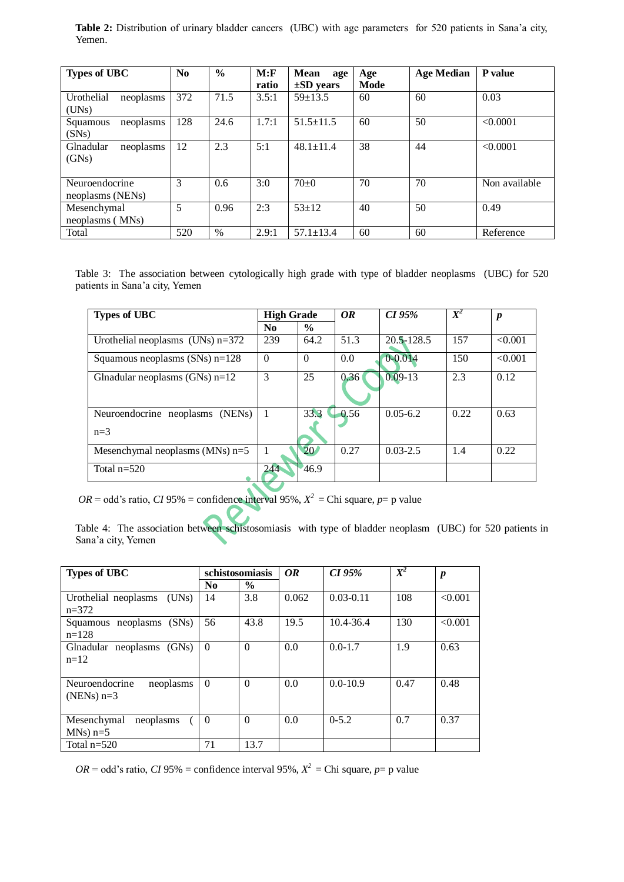**Table 2:** Distribution of urinary bladder cancers (UBC) with age parameters for 520 patients in Sana'a city, Yemen.

| Types of UBC | No | % | M:F ratio | Mean age ±SD years | Age Mode | Age Median | P value |
|---|---|---|---|---|---|---|---|
| Urothelial neoplasms (UNs) | 372 | 71.5 | 3.5:1 | 59±13.5 | 60 | 60 | 0.03 |
| Squamous neoplasms (SNs) | 128 | 24.6 | 1.7:1 | 51.5±11.5 | 60 | 50 | <0.0001 |
| Glnadular neoplasms (GNs) | 12 | 2.3 | 5:1 | 48.1±11.4 | 38 | 44 | <0.0001 |
| Neuroendocrine neoplasms (NENs) | 3 | 0.6 | 3:0 | 70±0 | 70 | 70 | Non available |
| Mesenchymal neoplasms ( MNs) | 5 | 0.96 | 2:3 | 53±12 | 40 | 50 | 0.49 |
| Total | 520 | % | 2.9:1 | 57.1±13.4 | 60 | 60 | Reference |

Table 3: The association between cytologically high grade with type of bladder neoplasms (UBC) for 520 patients in Sana'a city, Yemen

| Types of UBC | High Grade | | *OR* | *CI 95%* | $X^2$ | *p* |
|---|---|---|---|---|---|---|
| | No | % | | | | |
| Urothelial neoplasms (UNs) n=372 | 239 | 64.2 | 51.3 | 20.5-128.5 | 157 | <0.001 |
| Squamous neoplasms (SNs) n=128 | 0 | 0 | 0.0 | 0-0.014 | 150 | <0.001 |
| Glnadular neoplasms (GNs) n=12 | 3 | 25 | 0.36 | 0.09-13 | 2.3 | 0.12 |
| Neuroendocrine neoplasms (NENs) n=3 | 1 | 33.3 | 0.56 | 0.05-6.2 | 0.22 | 0.63 |
| Mesenchymal neoplasms (MNs) n=5 | 1 | 20 | 0.27 | 0.03-2.5 | 1.4 | 0.22 |
| Total n=520 | 244 | 46.9 | | | | |

*OR* = odd's ratio, *CI* 95% = confidence interval 95%, $X^2$ = Chi square, *p*= p value

Table 4: The association between schistosomiasis with type of bladder neoplasm (UBC) for 520 patients in Sana'a city, Yemen

| Types of UBC | schistosomiasis | | *OR* | *CI 95%* | $X^2$ | *p* |
|---|---|---|---|---|---|---|
| | No | % | | | | |
| Urothelial neoplasms (UNs) n=372 | 14 | 3.8 | 0.062 | 0.03-0.11 | 108 | <0.001 |
| Squamous neoplasms (SNs) n=128 | 56 | 43.8 | 19.5 | 10.4-36.4 | 130 | <0.001 |
| Glnadular neoplasms (GNs) n=12 | 0 | 0 | 0.0 | 0.0-1.7 | 1.9 | 0.63 |
| Neuroendocrine neoplasms (NENs) n=3 | 0 | 0 | 0.0 | 0.0-10.9 | 0.47 | 0.48 |
| Mesenchymal neoplasms ( MNs) n=5 | 0 | 0 | 0.0 | 0-5.2 | 0.7 | 0.37 |
| Total n=520 | 71 | 13.7 | | | | |

*OR* = odd's ratio, *CI* 95% = confidence interval 95%, $X^2$ = Chi square, *p*= p value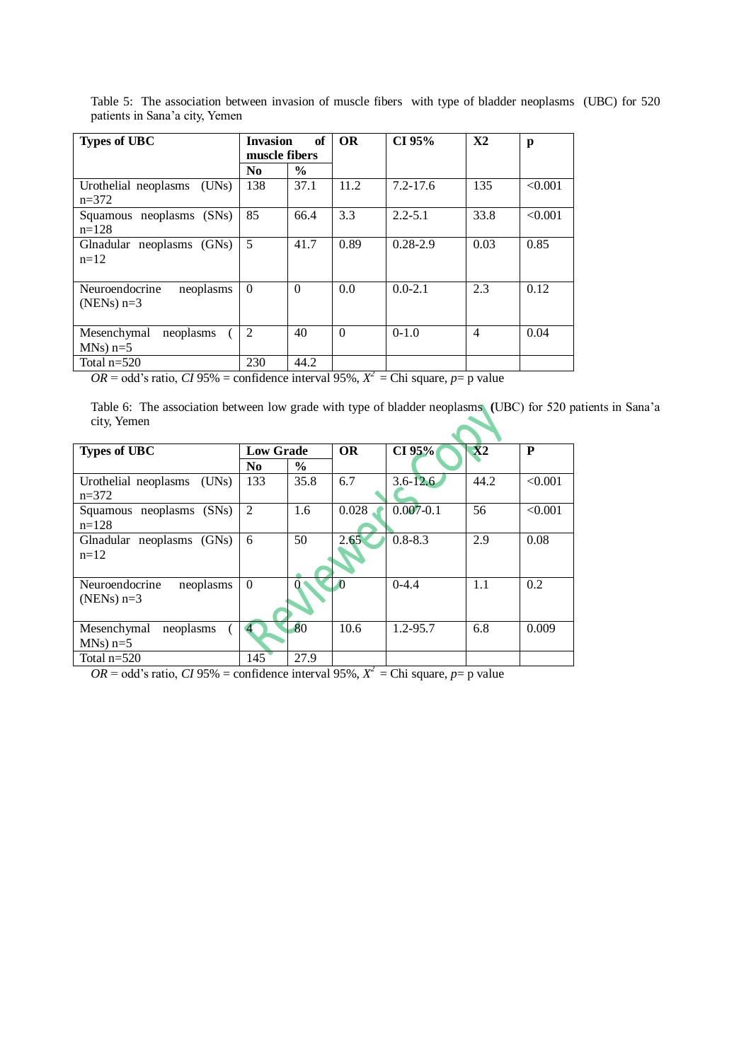Table 5: The association between invasion of muscle fibers with type of bladder neoplasms (UBC) for 520 patients in Sana'a city, Yemen

| **Types of UBC** | **Invasion of muscle fibers** | | **OR** | **CI 95%** | **X2** | **p** |
|---|---|---|---|---|---|---|
| | **No** | **%** | | | | |
| Urothelial neoplasms (UNs) n=372 | 138 | 37.1 | 11.2 | 7.2-17.6 | 135 | <0.001 |
| Squamous neoplasms (SNs) n=128 | 85 | 66.4 | 3.3 | 2.2-5.1 | 33.8 | <0.001 |
| Glnadular neoplasms (GNs) n=12 | 5 | 41.7 | 0.89 | 0.28-2.9 | 0.03 | 0.85 |
| Neuroendocrine neoplasms (NENs) n=3 | 0 | 0 | 0.0 | 0.0-2.1 | 2.3 | 0.12 |
| Mesenchymal neoplasms ( MNs) n=5 | 2 | 40 | 0 | 0-1.0 | 4 | 0.04 |
| Total n=520 | 230 | 44.2 | | | | |

*OR* = odd's ratio, *CI* 95% = confidence interval 95%, $X^2$ = Chi square, *p*= p value

Table 6: The association between low grade with type of bladder neoplasms (UBC) for 520 patients in Sana'a city, Yemen

| **Types of UBC** | **Low Grade** | | **OR** | **CI 95%** | **X2** | **P** |
|---|---|---|---|---|---|---|
| | **No** | **%** | | | | |
| Urothelial neoplasms (UNs) n=372 | 133 | 35.8 | 6.7 | 3.6-12.6 | 44.2 | <0.001 |
| Squamous neoplasms (SNs) n=128 | 2 | 1.6 | 0.028 | 0.007-0.1 | 56 | <0.001 |
| Glnadular neoplasms (GNs) n=12 | 6 | 50 | 2.65 | 0.8-8.3 | 2.9 | 0.08 |
| Neuroendocrine neoplasms (NENs) n=3 | 0 | 0 | 0 | 0-4.4 | 1.1 | 0.2 |
| Mesenchymal neoplasms ( MNs) n=5 | 4 | 80 | 10.6 | 1.2-95.7 | 6.8 | 0.009 |
| Total n=520 | 145 | 27.9 | | | | |

*OR* = odd's ratio, *CI* 95% = confidence interval 95%, $X^2$ = Chi square, *p*= p value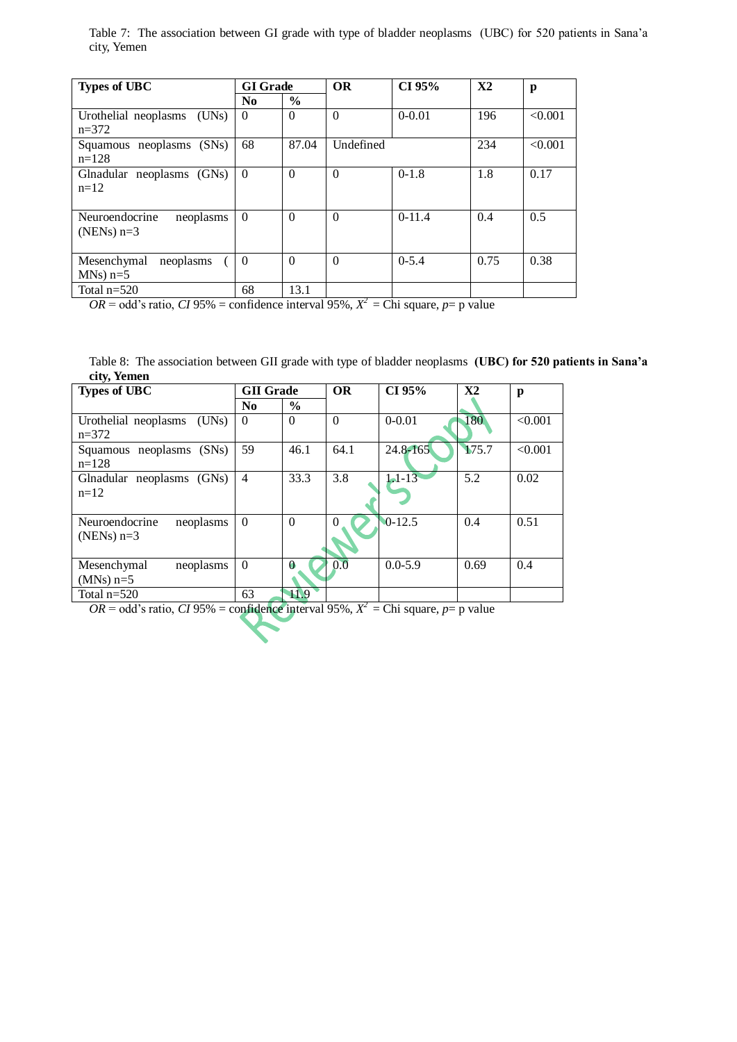Table 7: The association between GI grade with type of bladder neoplasms (UBC) for 520 patients in Sana'a city, Yemen

| Types of UBC | GI Grade | | OR | CI 95% | X2 | p |
|---|---|---|---|---|---|---|
| | No | % | | | | |
| Urothelial neoplasms (UNs) n=372 | 0 | 0 | 0 | 0-0.01 | 196 | <0.001 |
| Squamous neoplasms (SNs) n=128 | 68 | 87.04 | Undefined | | 234 | <0.001 |
| Glnadular neoplasms (GNs) n=12 | 0 | 0 | 0 | 0-1.8 | 1.8 | 0.17 |
| Neuroendocrine neoplasms (NENs) n=3 | 0 | 0 | 0 | 0-11.4 | 0.4 | 0.5 |
| Mesenchymal neoplasms ( MNs) n=5 | 0 | 0 | 0 | 0-5.4 | 0.75 | 0.38 |
| Total n=520 | 68 | 13.1 | | | | |

*OR* = odd's ratio, *CI* 95% = confidence interval 95%, $X^2$ = Chi square, *p*= p value

Table 8: The association between GII grade with type of bladder neoplasms **(UBC) for 520 patients in Sana'a city, Yemen**

| Types of UBC | GII Grade | | OR | CI 95% | X2 | p |
|---|---|---|---|---|---|---|
| | No | % | | | | |
| Urothelial neoplasms (UNs) n=372 | 0 | 0 | 0 | 0-0.01 | 180 | <0.001 |
| Squamous neoplasms (SNs) n=128 | 59 | 46.1 | 64.1 | 24.8-165 | 175.7 | <0.001 |
| Glnadular neoplasms (GNs) n=12 | 4 | 33.3 | 3.8 | 1.1-13 | 5.2 | 0.02 |
| Neuroendocrine neoplasms (NENs) n=3 | 0 | 0 | 0 | 0-12.5 | 0.4 | 0.51 |
| Mesenchymal neoplasms (MNs) n=5 | 0 | 0 | 0.0 | 0.0-5.9 | 0.69 | 0.4 |
| Total n=520 | 63 | 11.9 | | | | |

*OR* = odd's ratio, *CI* 95% = confidence interval 95%, $X^2$ = Chi square, *p*= p value